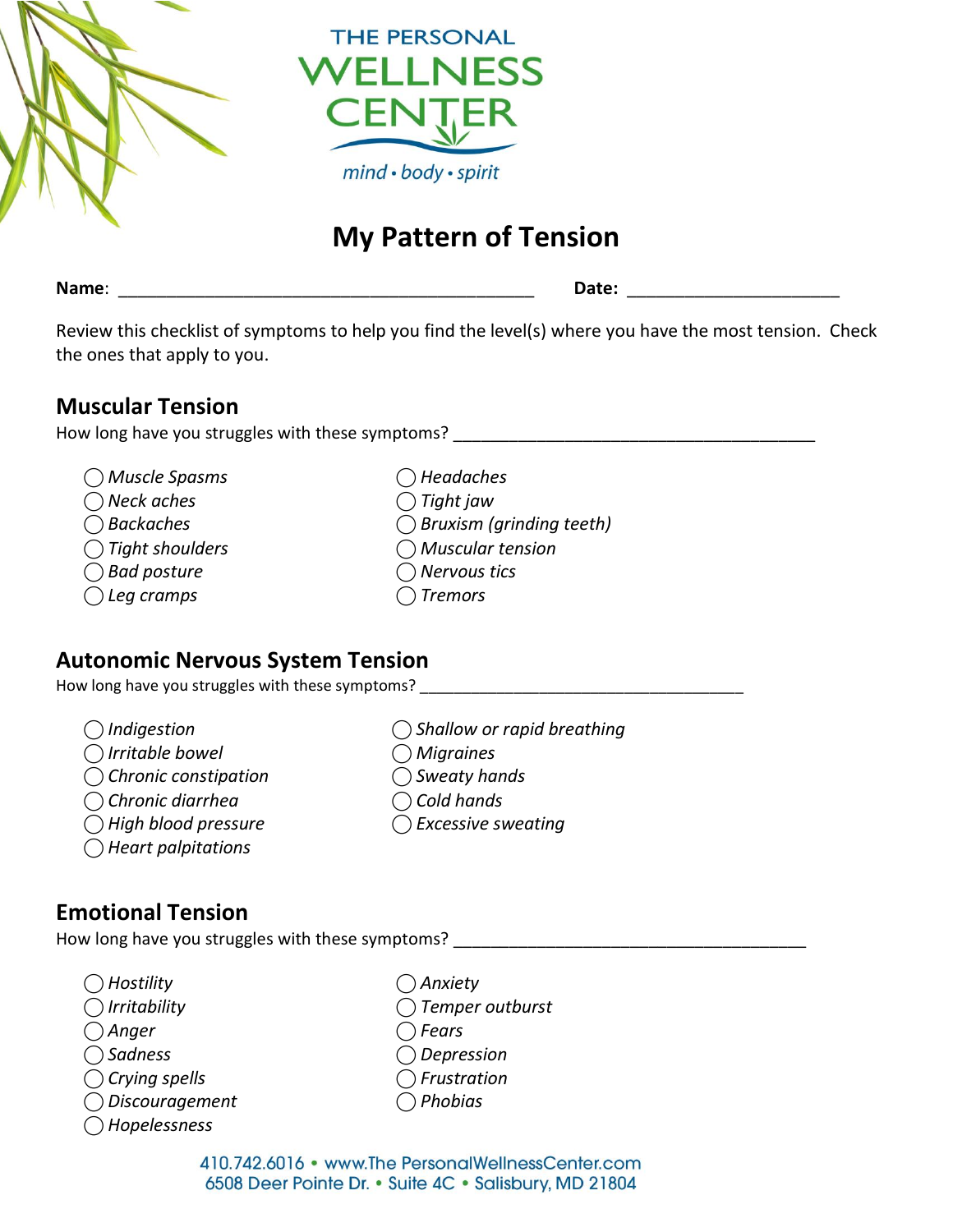THE PERSONAL

WELLNESS CENTER

mind • body • spirit

# My Pattern of Tension

**Name**: _____________________________________________ **Date**: _______________________

Review this checklist of symptoms to help you find the level(s) where you have the most tension. Check the ones that apply to you.

## Muscular Tension

How long have you struggles with these symptoms? ________________________________________

- ◯ *Muscle Spasms*
- ◯ *Neck aches*
- ◯ *Backaches*
- ◯ *Tight shoulders*
- ◯ *Bad posture*
- ◯ *Leg cramps*
- ◯ *Headaches*
- ◯ *Tight jaw*
- ◯ *Bruxism (grinding teeth)*
- ◯ *Muscular tension*
- ◯ *Nervous tics*
- ◯ *Tremors*

## Autonomic Nervous System Tension

How long have you struggles with these symptoms? ____________________________________

- ◯ *Indigestion*
- ◯ *Irritable bowel*
- ◯ *Chronic constipation*
- ◯ *Chronic diarrhea*
- ◯ *High blood pressure*
- ◯ *Heart palpitations*
- ◯ *Shallow or rapid breathing*
- ◯ *Migraines*
- ◯ *Sweaty hands*
- ◯ *Cold hands*
- ◯ *Excessive sweating*

## Emotional Tension

How long have you struggles with these symptoms? _______________________________________

- ◯ *Hostility*
- ◯ *Irritability*
- ◯ *Anger*
- ◯ *Sadness*
- ◯ *Crying spells*
- ◯ *Discouragement*
- ◯ *Hopelessness*
- ◯ *Anxiety*
- ◯ *Temper outburst*
- ◯ *Fears*
- ◯ *Depression*
- ◯ *Frustration*
- ◯ *Phobias*

410.742.6016 • www.The PersonalWellnessCenter.com
6508 Deer Pointe Dr. • Suite 4C • Salisbury, MD 21804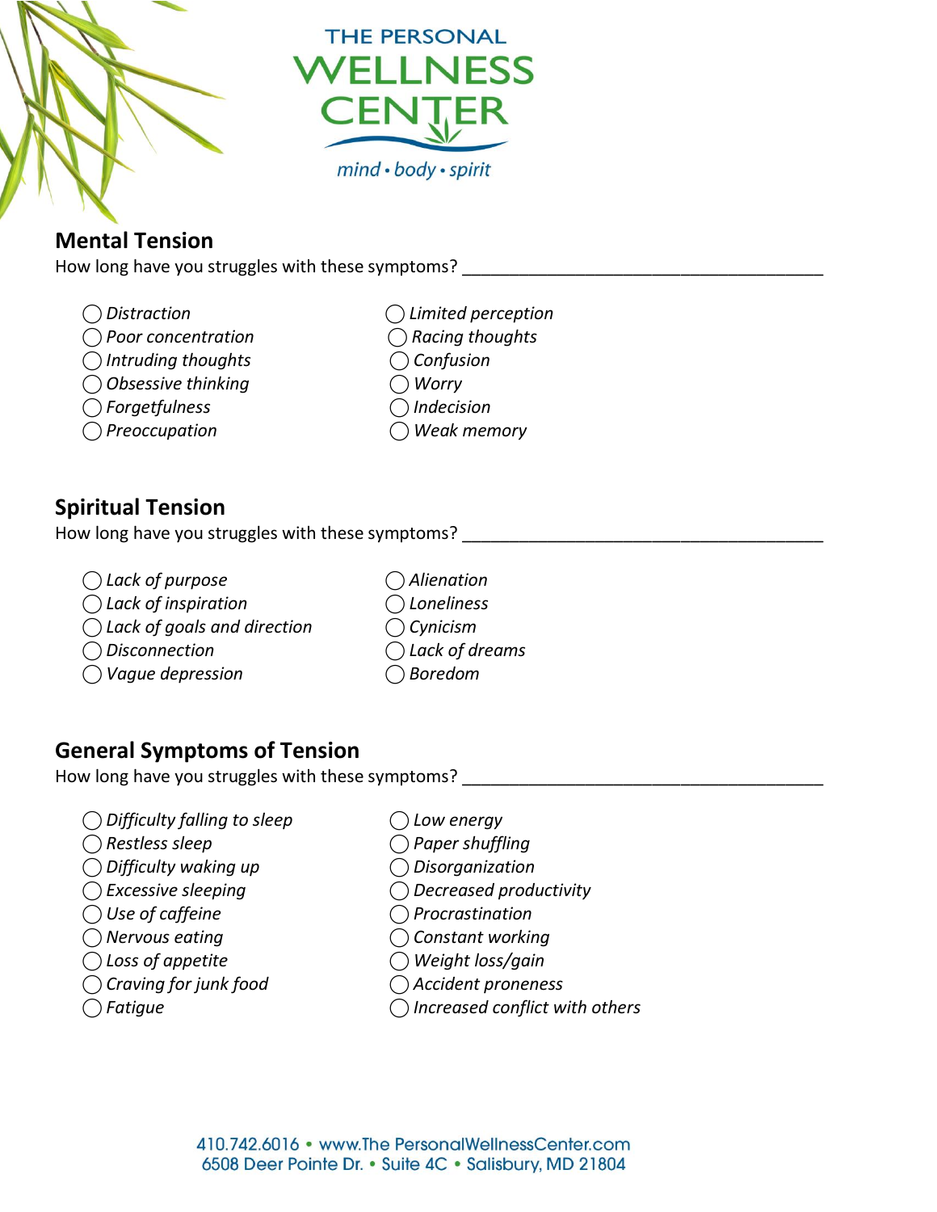THE PERSONAL
WELLNESS
CENTER
mind • body • spirit

## Mental Tension

How long have you struggles with these symptoms? ______________________________________

- ◯ *Distraction*
- ◯ *Poor concentration*
- ◯ *Intruding thoughts*
- ◯ *Obsessive thinking*
- ◯ *Forgetfulness*
- ◯ *Preoccupation*
- ◯ *Limited perception*
- ◯ *Racing thoughts*
- ◯ *Confusion*
- ◯ *Worry*
- ◯ *Indecision*
- ◯ *Weak memory*

## Spiritual Tension

How long have you struggles with these symptoms? ______________________________________

- ◯ *Lack of purpose*
- ◯ *Lack of inspiration*
- ◯ *Lack of goals and direction*
- ◯ *Disconnection*
- ◯ *Vague depression*
- ◯ *Alienation*
- ◯ *Loneliness*
- ◯ *Cynicism*
- ◯ *Lack of dreams*
- ◯ *Boredom*

## General Symptoms of Tension

How long have you struggles with these symptoms? ______________________________________

- ◯ *Difficulty falling to sleep*
- ◯ *Restless sleep*
- ◯ *Difficulty waking up*
- ◯ *Excessive sleeping*
- ◯ *Use of caffeine*
- ◯ *Nervous eating*
- ◯ *Loss of appetite*
- ◯ *Craving for junk food*
- ◯ *Fatigue*
- ◯ *Low energy*
- ◯ *Paper shuffling*
- ◯ *Disorganization*
- ◯ *Decreased productivity*
- ◯ *Procrastination*
- ◯ *Constant working*
- ◯ *Weight loss/gain*
- ◯ *Accident proneness*
- ◯ *Increased conflict with others*

410.742.6016 • www.The PersonalWellnessCenter.com
6508 Deer Pointe Dr. • Suite 4C • Salisbury, MD 21804